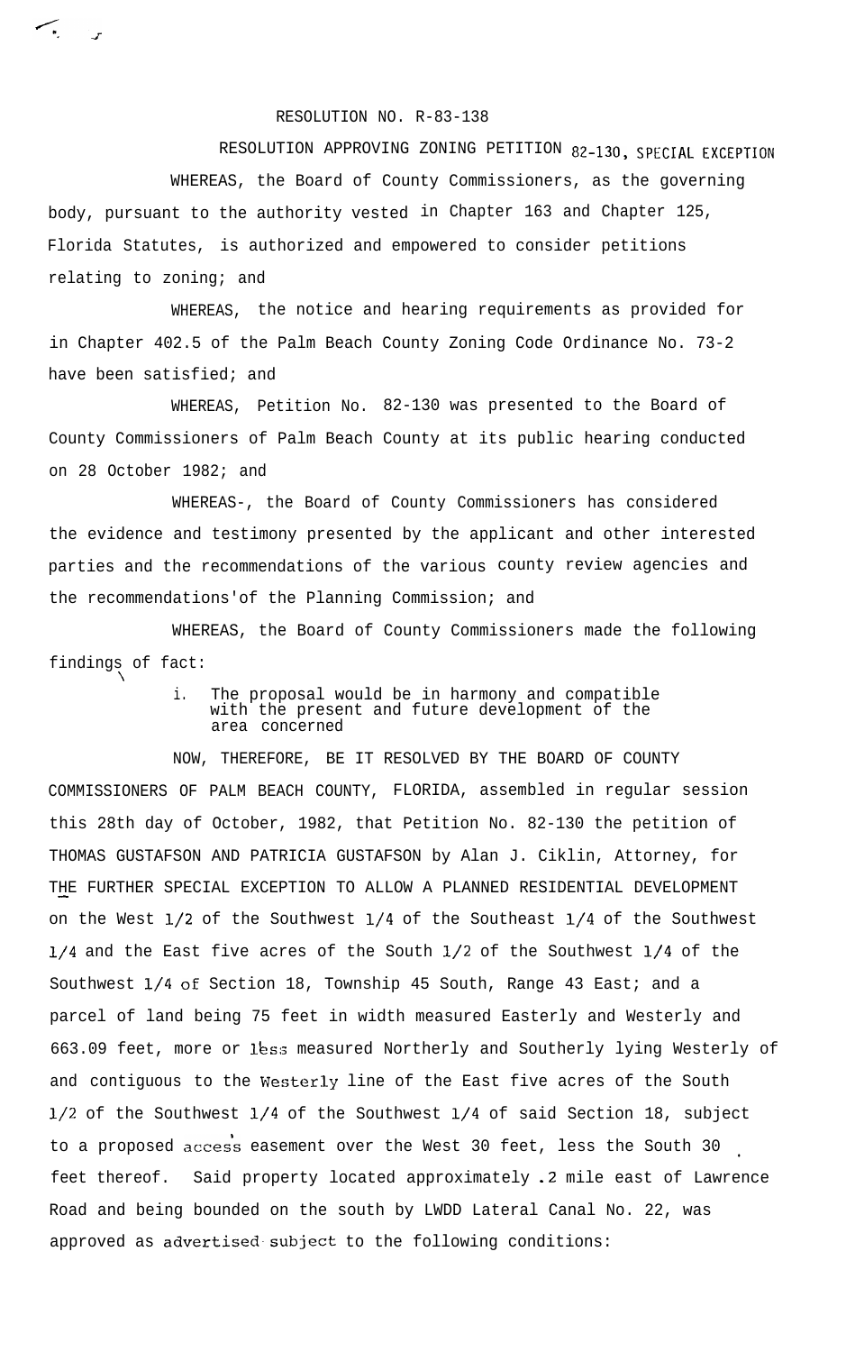RESOLUTION NO. R-83-138

RESOLUTION APPROVING ZONING PETITION 82-130, SPECIAL EXCEPTION

WHEREAS, the Board of County Commissioners, as the governing body, pursuant to the authority vested in Chapter 163 and Chapter 125, Florida Statutes, is authorized and empowered to consider petitions relating to zoning; and

WHEREAS, the notice and hearing requirements as provided for in Chapter 402.5 of the Palm Beach County Zoning Code Ordinance No. 73-2 have been satisfied; and

WHEREAS, Petition No. 82-130 was presented to the Board of County Commissioners of Palm Beach County at its public hearing conducted on 28 October 1982; and

WHEREAS-, the Board of County Commissioners has considered the evidence and testimony presented by the applicant and other interested parties and the recommendations of the various county review agencies and the recommendations'of the Planning Commission; and

WHEREAS, the Board of County Commissioners made the following findings of fact:

i. The proposal would be in harmony and compatible with the present and future development of the area concerned

NOW, THEREFORE, BE IT RESOLVED BY THE BOARD OF COUNTY COMMISSIONERS OF PALM BEACH COUNTY, FLORIDA, assembled in regular session this 28th day of October, 1982, that Petition No. 82-130 the petition of THOMAS GUSTAFSON AND PATRICIA GUSTAFSON by Alan J. Ciklin, Attorney, for THE FURTHER SPECIAL EXCEPTION TO ALLOW A PLANNED RESIDENTIAL DEVELOPMENT on the West 1/2 of the Southwest 1/4 of the Southeast 1/4 of the Southwest 1/4 and the East five acres of the South 1/2 of the Southwest 1/4 of the Southwest 1/4 of Section 18, Township 45 South, Range 43 East; and a parcel of land being 75 feet in width measured Easterly and Westerly and 663.09 feet, more or less measured Northerly and Southerly lying Westerly of and contiguous to the Westerly line of the East five acres of the South 1/2 of the Southwest 1/4 of the Southwest 1/4 of said Section 18, subject to a proposed access easement over the West 30 feet, less the South 30 feet thereof. Said property located approximately .2 mile east of Lawrence Road and being bounded on the south by LWDD Lateral Canal No. 22, was approved as advertised subject to the following conditions: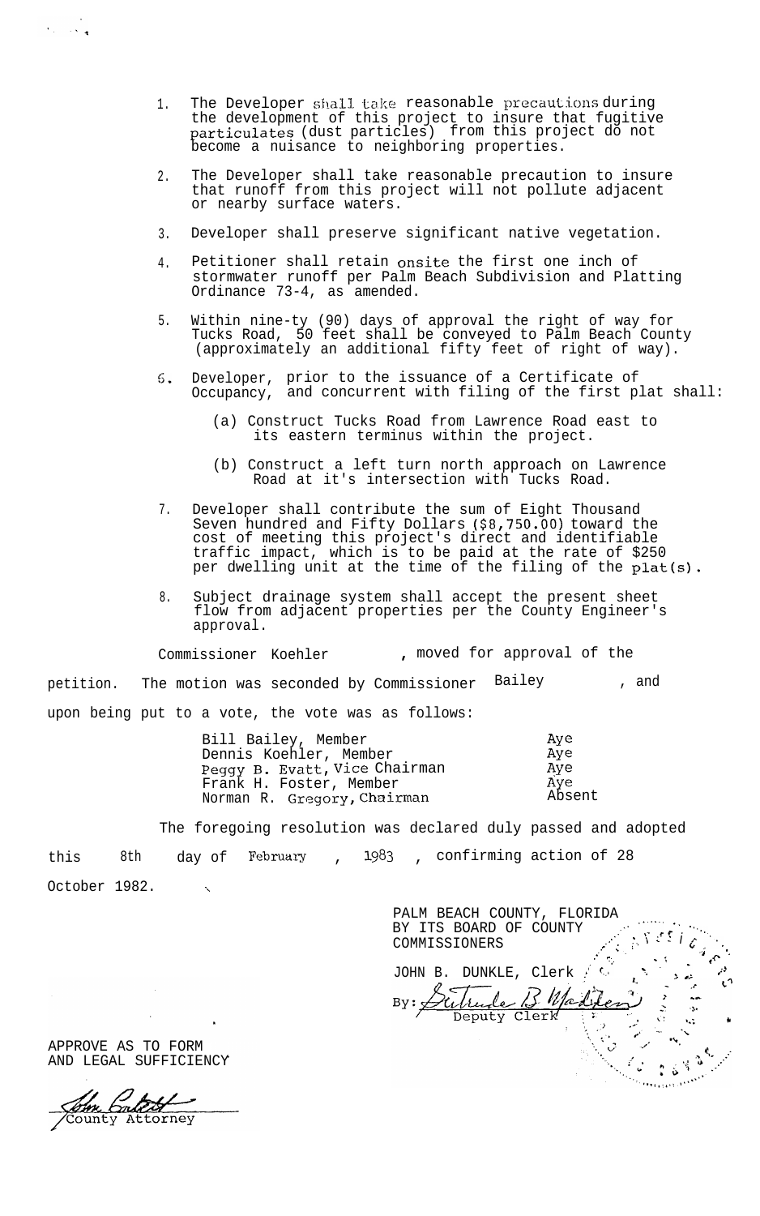1. The Developer shall take reasonable precautions during the development of this project to insure that fugitive particulates (dust particles) from this project do not become a nuisance to neighboring properties.

2. The Developer shall take reasonable precaution to insure that runoff from this project will not pollute adjacent or nearby surface waters.

3. Developer shall preserve significant native vegetation.

4. Petitioner shall retain onsite the first one inch of stormwater runoff per Palm Beach Subdivision and Platting Ordinance 73-4, as amended.

5. Within nine-ty (90) days of approval the right of way for Tucks Road, 50 feet shall be conveyed to Palm Beach County (approximately an additional fifty feet of right of way).

6. Developer, prior to the issuance of a Certificate of Occupancy, and concurrent with filing of the first plat shall:

   (a) Construct Tucks Road from Lawrence Road east to its eastern terminus within the project.

   (b) Construct a left turn north approach on Lawrence Road at it's intersection with Tucks Road.

7. Developer shall contribute the sum of Eight Thousand Seven hundred and Fifty Dollars ($8,750.00) toward the cost of meeting this project's direct and identifiable traffic impact, which is to be paid at the rate of $250 per dwelling unit at the time of the filing of the plat(s).

8. Subject drainage system shall accept the present sheet flow from adjacent properties per the County Engineer's approval.

Commissioner Koehler, moved for approval of the petition. The motion was seconded by Commissioner Bailey, and upon being put to a vote, the vote was as follows:

| | |
|---|---|
| Bill Bailey, Member | Aye |
| Dennis Koehler, Member | Aye |
| Peggy B. Evatt, Vice Chairman | Aye |
| Frank H. Foster, Member | Aye |
| Norman R. Gregory, Chairman | Absent |

The foregoing resolution was declared duly passed and adopted this 8th day of February, 1983, confirming action of 28 October 1982.

PALM BEACH COUNTY, FLORIDA
BY ITS BOARD OF COUNTY COMMISSIONERS

JOHN B. DUNKLE, Clerk

By: Gertrude B. Madden
Deputy Clerk

APPROVE AS TO FORM
AND LEGAL SUFFICIENCY

County Attorney